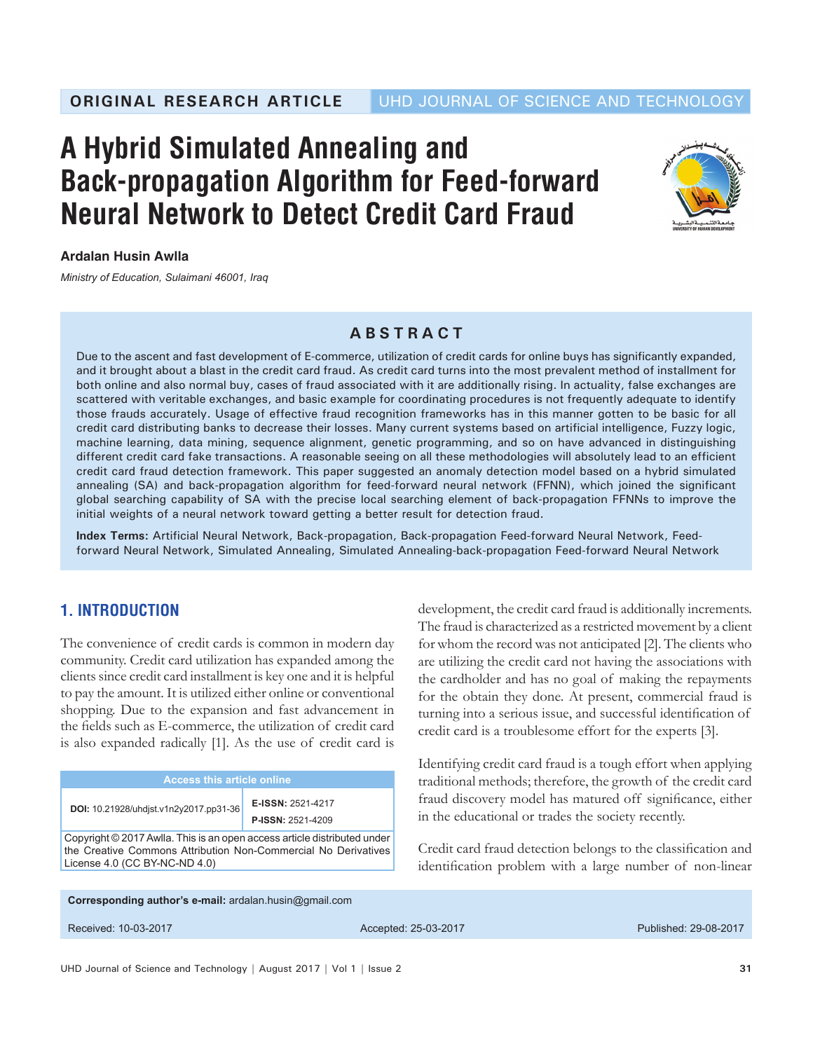ORIGINAL RESEARCH ARTICLE | UHD JOURNAL OF SCIENCE AND TECHNOLOGY

# A Hybrid Simulated Annealing and Back-propagation Algorithm for Feed-forward Neural Network to Detect Credit Card Fraud

**Ardalan Husin Awlla**

*Ministry of Education, Sulaimani 46001, Iraq*

## ABSTRACT

Due to the ascent and fast development of E-commerce, utilization of credit cards for online buys has significantly expanded, and it brought about a blast in the credit card fraud. As credit card turns into the most prevalent method of installment for both online and also normal buy, cases of fraud associated with it are additionally rising. In actuality, false exchanges are scattered with veritable exchanges, and basic example for coordinating procedures is not frequently adequate to identify those frauds accurately. Usage of effective fraud recognition frameworks has in this manner gotten to be basic for all credit card distributing banks to decrease their losses. Many current systems based on artificial intelligence, Fuzzy logic, machine learning, data mining, sequence alignment, genetic programming, and so on have advanced in distinguishing different credit card fake transactions. A reasonable seeing on all these methodologies will absolutely lead to an efficient credit card fraud detection framework. This paper suggested an anomaly detection model based on a hybrid simulated annealing (SA) and back-propagation algorithm for feed-forward neural network (FFNN), which joined the significant global searching capability of SA with the precise local searching element of back-propagation FFNNs to improve the initial weights of a neural network toward getting a better result for detection fraud.

**Index Terms:** Artificial Neural Network, Back-propagation, Back-propagation Feed-forward Neural Network, Feed-forward Neural Network, Simulated Annealing, Simulated Annealing-back-propagation Feed-forward Neural Network

## 1. INTRODUCTION

The convenience of credit cards is common in modern day community. Credit card utilization has expanded among the clients since credit card installment is key one and it is helpful to pay the amount. It is utilized either online or conventional shopping. Due to the expansion and fast advancement in the fields such as E-commerce, the utilization of credit card is also expanded radically [1]. As the use of credit card is development, the credit card fraud is additionally increments. The fraud is characterized as a restricted movement by a client for whom the record was not anticipated [2]. The clients who are utilizing the credit card not having the associations with the cardholder and has no goal of making the repayments for the obtain they done. At present, commercial fraud is turning into a serious issue, and successful identification of credit card is a troublesome effort for the experts [3].

Identifying credit card fraud is a tough effort when applying traditional methods; therefore, the growth of the credit card fraud discovery model has matured off significance, either in the educational or trades the society recently.

Credit card fraud detection belongs to the classification and identification problem with a large number of non-linear

| Access this article online | |
|---|---|
| **DOI:** 10.21928/uhdjst.v1n2y2017.pp31-36 | **E-ISSN:** 2521-4217<br>**P-ISSN:** 2521-4209 |
| Copyright © 2017 Awlla. This is an open access article distributed under the Creative Commons Attribution Non-Commercial No Derivatives License 4.0 (CC BY-NC-ND 4.0) | |

**Corresponding author's e-mail:** ardalan.husin@gmail.com

Received: 10-03-2017 | Accepted: 25-03-2017 | Published: 29-08-2017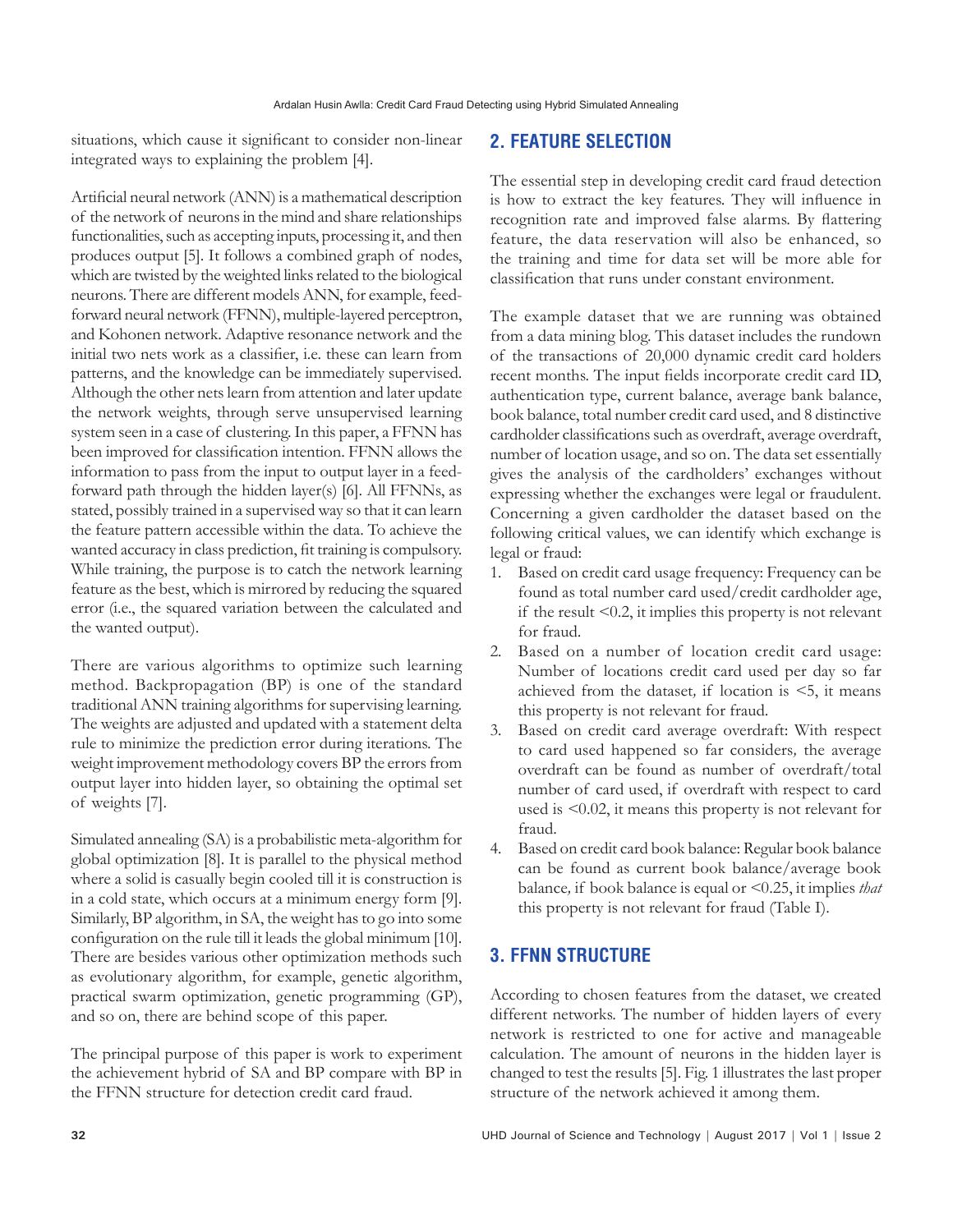situations, which cause it significant to consider non-linear integrated ways to explaining the problem [4].

Artificial neural network (ANN) is a mathematical description of the network of neurons in the mind and share relationships functionalities, such as accepting inputs, processing it, and then produces output [5]. It follows a combined graph of nodes, which are twisted by the weighted links related to the biological neurons. There are different models ANN, for example, feed-forward neural network (FFNN), multiple-layered perceptron, and Kohonen network. Adaptive resonance network and the initial two nets work as a classifier, i.e. these can learn from patterns, and the knowledge can be immediately supervised. Although the other nets learn from attention and later update the network weights, through serve unsupervised learning system seen in a case of clustering. In this paper, a FFNN has been improved for classification intention. FFNN allows the information to pass from the input to output layer in a feed-forward path through the hidden layer(s) [6]. All FFNNs, as stated, possibly trained in a supervised way so that it can learn the feature pattern accessible within the data. To achieve the wanted accuracy in class prediction, fit training is compulsory. While training, the purpose is to catch the network learning feature as the best, which is mirrored by reducing the squared error (i.e., the squared variation between the calculated and the wanted output).

There are various algorithms to optimize such learning method. Backpropagation (BP) is one of the standard traditional ANN training algorithms for supervising learning. The weights are adjusted and updated with a statement delta rule to minimize the prediction error during iterations. The weight improvement methodology covers BP the errors from output layer into hidden layer, so obtaining the optimal set of weights [7].

Simulated annealing (SA) is a probabilistic meta-algorithm for global optimization [8]. It is parallel to the physical method where a solid is casually begin cooled till it is construction is in a cold state, which occurs at a minimum energy form [9]. Similarly, BP algorithm, in SA, the weight has to go into some configuration on the rule till it leads the global minimum [10]. There are besides various other optimization methods such as evolutionary algorithm, for example, genetic algorithm, practical swarm optimization, genetic programming (GP), and so on, there are behind scope of this paper.

The principal purpose of this paper is work to experiment the achievement hybrid of SA and BP compare with BP in the FFNN structure for detection credit card fraud.

## 2. FEATURE SELECTION

The essential step in developing credit card fraud detection is how to extract the key features. They will influence in recognition rate and improved false alarms. By flattering feature, the data reservation will also be enhanced, so the training and time for data set will be more able for classification that runs under constant environment.

The example dataset that we are running was obtained from a data mining blog. This dataset includes the rundown of the transactions of 20,000 dynamic credit card holders recent months. The input fields incorporate credit card ID, authentication type, current balance, average bank balance, book balance, total number credit card used, and 8 distinctive cardholder classifications such as overdraft, average overdraft, number of location usage, and so on. The data set essentially gives the analysis of the cardholders' exchanges without expressing whether the exchanges were legal or fraudulent. Concerning a given cardholder the dataset based on the following critical values, we can identify which exchange is legal or fraud:

1. Based on credit card usage frequency: Frequency can be found as total number card used/credit cardholder age, if the result <0.2, it implies this property is not relevant for fraud.
2. Based on a number of location credit card usage: Number of locations credit card used per day so far achieved from the dataset, if location is <5, it means this property is not relevant for fraud.
3. Based on credit card average overdraft: With respect to card used happened so far considers, the average overdraft can be found as number of overdraft/total number of card used, if overdraft with respect to card used is <0.02, it means this property is not relevant for fraud.
4. Based on credit card book balance: Regular book balance can be found as current book balance/average book balance, if book balance is equal or <0.25, it implies *that* this property is not relevant for fraud (Table I).

## 3. FFNN STRUCTURE

According to chosen features from the dataset, we created different networks. The number of hidden layers of every network is restricted to one for active and manageable calculation. The amount of neurons in the hidden layer is changed to test the results [5]. Fig. 1 illustrates the last proper structure of the network achieved it among them.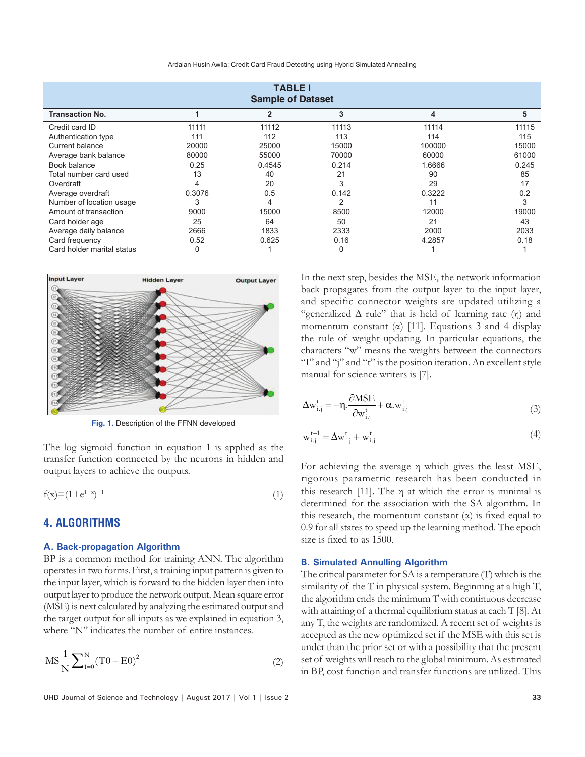**TABLE I**
**Sample of Dataset**

| Transaction No. | 1 | 2 | 3 | 4 | 5 |
|---|---|---|---|---|---|
| Credit card ID | 11111 | 11112 | 11113 | 11114 | 11115 |
| Authentication type | 111 | 112 | 113 | 114 | 115 |
| Current balance | 20000 | 25000 | 15000 | 100000 | 15000 |
| Average bank balance | 80000 | 55000 | 70000 | 60000 | 61000 |
| Book balance | 0.25 | 0.4545 | 0.214 | 1.6666 | 0.245 |
| Total number card used | 13 | 40 | 21 | 90 | 85 |
| Overdraft | 4 | 20 | 3 | 29 | 17 |
| Average overdraft | 0.3076 | 0.5 | 0.142 | 0.3222 | 0.2 |
| Number of location usage | 3 | 4 | 2 | 11 | 3 |
| Amount of transaction | 9000 | 15000 | 8500 | 12000 | 19000 |
| Card holder age | 25 | 64 | 50 | 21 | 43 |
| Average daily balance | 2666 | 1833 | 2333 | 2000 | 2033 |
| Card frequency | 0.52 | 0.625 | 0.16 | 4.2857 | 0.18 |
| Card holder marital status | 0 | 1 | 0 | 1 | 1 |

Fig. 1. Description of the FFNN developed

The log sigmoid function in equation 1 is applied as the transfer function connected by the neurons in hidden and output layers to achieve the outputs.

$$f(x)=(1+e^{1-x})^{-1} \tag{1}$$

## 4. ALGORITHMS

### A. Back-propagation Algorithm

BP is a common method for training ANN. The algorithm operates in two forms. First, a training input pattern is given to the input layer, which is forward to the hidden layer then into output layer to produce the network output. Mean square error (MSE) is next calculated by analyzing the estimated output and the target output for all inputs as we explained in equation 3, where "N" indicates the number of entire instances.

$$MS\frac{1}{N}\sum_{1=0}^{N}(T0-E0)^{2} \tag{2}$$

In the next step, besides the MSE, the network information back propagates from the output layer to the input layer, and specific connector weights are updated utilizing a "generalized Δ rule" that is held of learning rate (η) and momentum constant (α) [11]. Equations 3 and 4 display the rule of weight updating. In particular equations, the characters "w" means the weights between the connectors "I" and "j" and "t" is the position iteration. An excellent style manual for science writers is [7].

$$\Delta w_{i,j}^{t} = -\eta.\frac{\partial MSE}{\partial w_{i,j}^{t}} + \alpha.w_{i,j}^{t} \tag{3}$$

$$w_{i,j}^{t+1} = \Delta w_{i,j}^{t} + w_{i,j}^{t} \tag{4}$$

For achieving the average η which gives the least MSE, rigorous parametric research has been conducted in this research [11]. The η at which the error is minimal is determined for the association with the SA algorithm. In this research, the momentum constant (α) is fixed equal to 0.9 for all states to speed up the learning method. The epoch size is fixed to as 1500.

### B. Simulated Annulling Algorithm

The critical parameter for SA is a temperature (T) which is the similarity of the T in physical system. Beginning at a high T, the algorithm ends the minimum T with continuous decrease with attaining of a thermal equilibrium status at each T [8]. At any T, the weights are randomized. A recent set of weights is accepted as the new optimized set if the MSE with this set is under than the prior set or with a possibility that the present set of weights will reach to the global minimum. As estimated in BP, cost function and transfer functions are utilized. This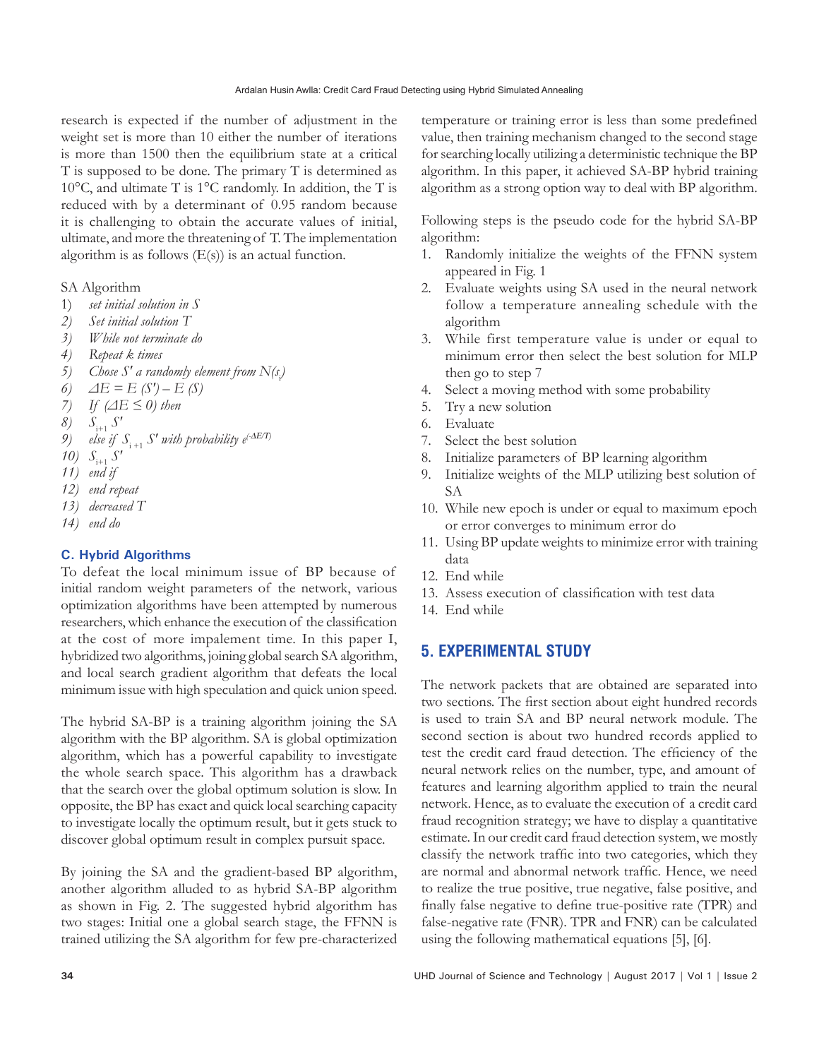research is expected if the number of adjustment in the weight set is more than 10 either the number of iterations is more than 1500 then the equilibrium state at a critical T is supposed to be done. The primary T is determined as 10°C, and ultimate T is 1°C randomly. In addition, the T is reduced with by a determinant of 0.95 random because it is challenging to obtain the accurate values of initial, ultimate, and more the threatening of T. The implementation algorithm is as follows (E(s)) is an actual function.

SA Algorithm

1) *set initial solution in S*
2) *Set initial solution T*
3) *While not terminate do*
4) *Repeat k times*
5) *Chose S′ a randomly element from $N(s_i)$*
6) *$\Delta E = E(S') - E(S)$*
7) *If ($\Delta E \leq 0$) then*
8) *$S_{i+1}$ $S'$*
9) *else if $S_{i+1}$ $S'$ with probability $e^{(-\Delta E/T)}$*
10) *$S_{i+1}$ $S'$*
11) *end if*
12) *end repeat*
13) *decreased T*
14) *end do*

### C. Hybrid Algorithms

To defeat the local minimum issue of BP because of initial random weight parameters of the network, various optimization algorithms have been attempted by numerous researchers, which enhance the execution of the classification at the cost of more impalement time. In this paper I, hybridized two algorithms, joining global search SA algorithm, and local search gradient algorithm that defeats the local minimum issue with high speculation and quick union speed.

The hybrid SA-BP is a training algorithm joining the SA algorithm with the BP algorithm. SA is global optimization algorithm, which has a powerful capability to investigate the whole search space. This algorithm has a drawback that the search over the global optimum solution is slow. In opposite, the BP has exact and quick local searching capacity to investigate locally the optimum result, but it gets stuck to discover global optimum result in complex pursuit space.

By joining the SA and the gradient-based BP algorithm, another algorithm alluded to as hybrid SA-BP algorithm as shown in Fig. 2. The suggested hybrid algorithm has two stages: Initial one a global search stage, the FFNN is trained utilizing the SA algorithm for few pre-characterized temperature or training error is less than some predefined value, then training mechanism changed to the second stage for searching locally utilizing a deterministic technique the BP algorithm. In this paper, it achieved SA-BP hybrid training algorithm as a strong option way to deal with BP algorithm.

Following steps is the pseudo code for the hybrid SA-BP algorithm:

1. Randomly initialize the weights of the FFNN system appeared in Fig. 1
2. Evaluate weights using SA used in the neural network follow a temperature annealing schedule with the algorithm
3. While first temperature value is under or equal to minimum error then select the best solution for MLP then go to step 7
4. Select a moving method with some probability
5. Try a new solution
6. Evaluate
7. Select the best solution
8. Initialize parameters of BP learning algorithm
9. Initialize weights of the MLP utilizing best solution of SA
10. While new epoch is under or equal to maximum epoch or error converges to minimum error do
11. Using BP update weights to minimize error with training data
12. End while
13. Assess execution of classification with test data
14. End while

## 5. EXPERIMENTAL STUDY

The network packets that are obtained are separated into two sections. The first section about eight hundred records is used to train SA and BP neural network module. The second section is about two hundred records applied to test the credit card fraud detection. The efficiency of the neural network relies on the number, type, and amount of features and learning algorithm applied to train the neural network. Hence, as to evaluate the execution of a credit card fraud recognition strategy; we have to display a quantitative estimate. In our credit card fraud detection system, we mostly classify the network traffic into two categories, which they are normal and abnormal network traffic. Hence, we need to realize the true positive, true negative, false positive, and finally false negative to define true-positive rate (TPR) and false-negative rate (FNR). TPR and FNR) can be calculated using the following mathematical equations [5], [6].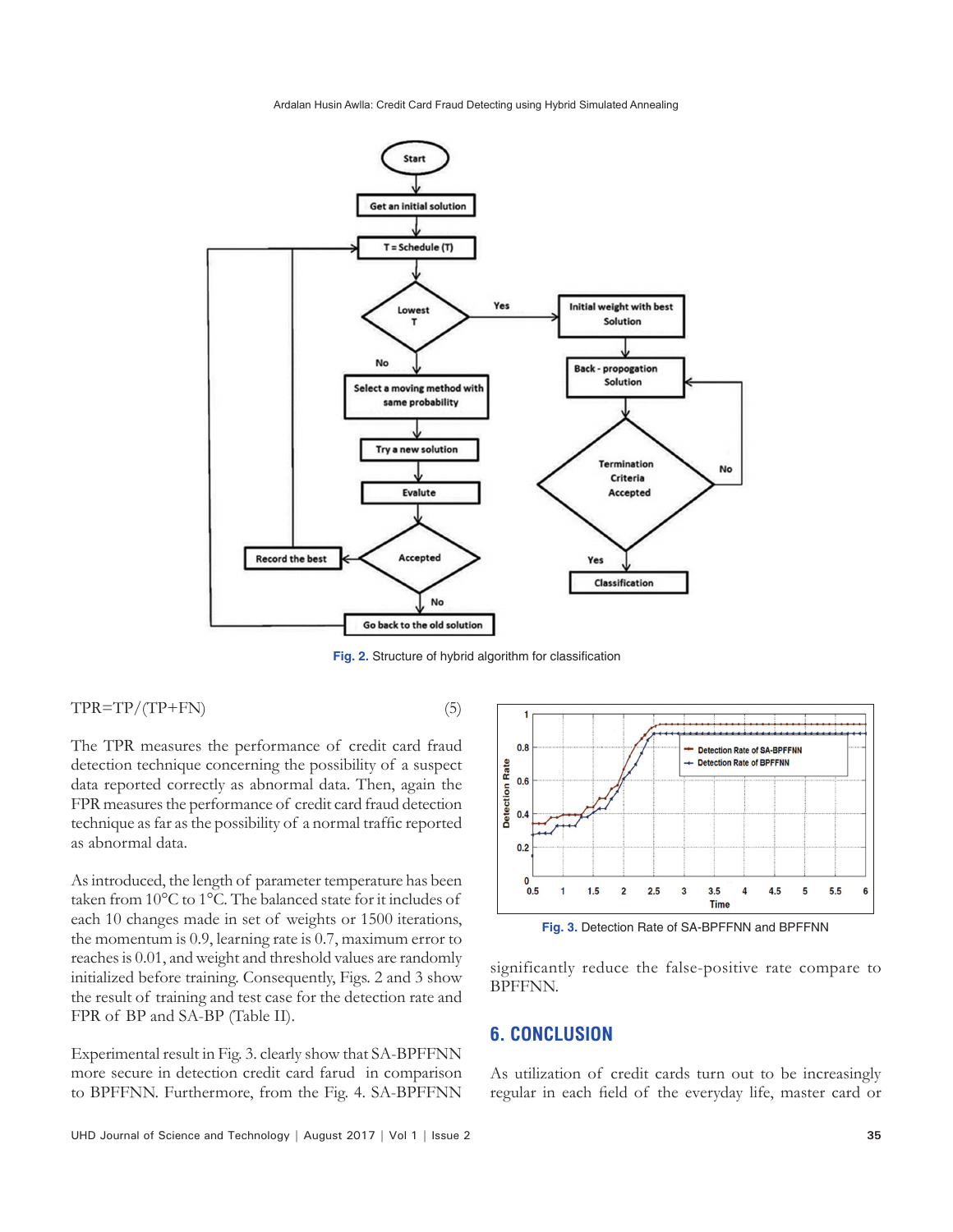Fig. 2. Structure of hybrid algorithm for classification

$$TPR=TP/(TP+FN) \quad (5)$$

The TPR measures the performance of credit card fraud detection technique concerning the possibility of a suspect data reported correctly as abnormal data. Then, again the FPR measures the performance of credit card fraud detection technique as far as the possibility of a normal traffic reported as abnormal data.

As introduced, the length of parameter temperature has been taken from 10°C to 1°C. The balanced state for it includes of each 10 changes made in set of weights or 1500 iterations, the momentum is 0.9, learning rate is 0.7, maximum error to reaches is 0.01, and weight and threshold values are randomly initialized before training. Consequently, Figs. 2 and 3 show the result of training and test case for the detection rate and FPR of BP and SA-BP (Table II).

Experimental result in Fig. 3. clearly show that SA-BPFFNN more secure in detection credit card farud in comparison to BPFFNN. Furthermore, from the Fig. 4. SA-BPFFNN significantly reduce the false-positive rate compare to BPFFNN.

Fig. 3. Detection Rate of SA-BPFFNN and BPFFNN

## 6. CONCLUSION

As utilization of credit cards turn out to be increasingly regular in each field of the everyday life, master card or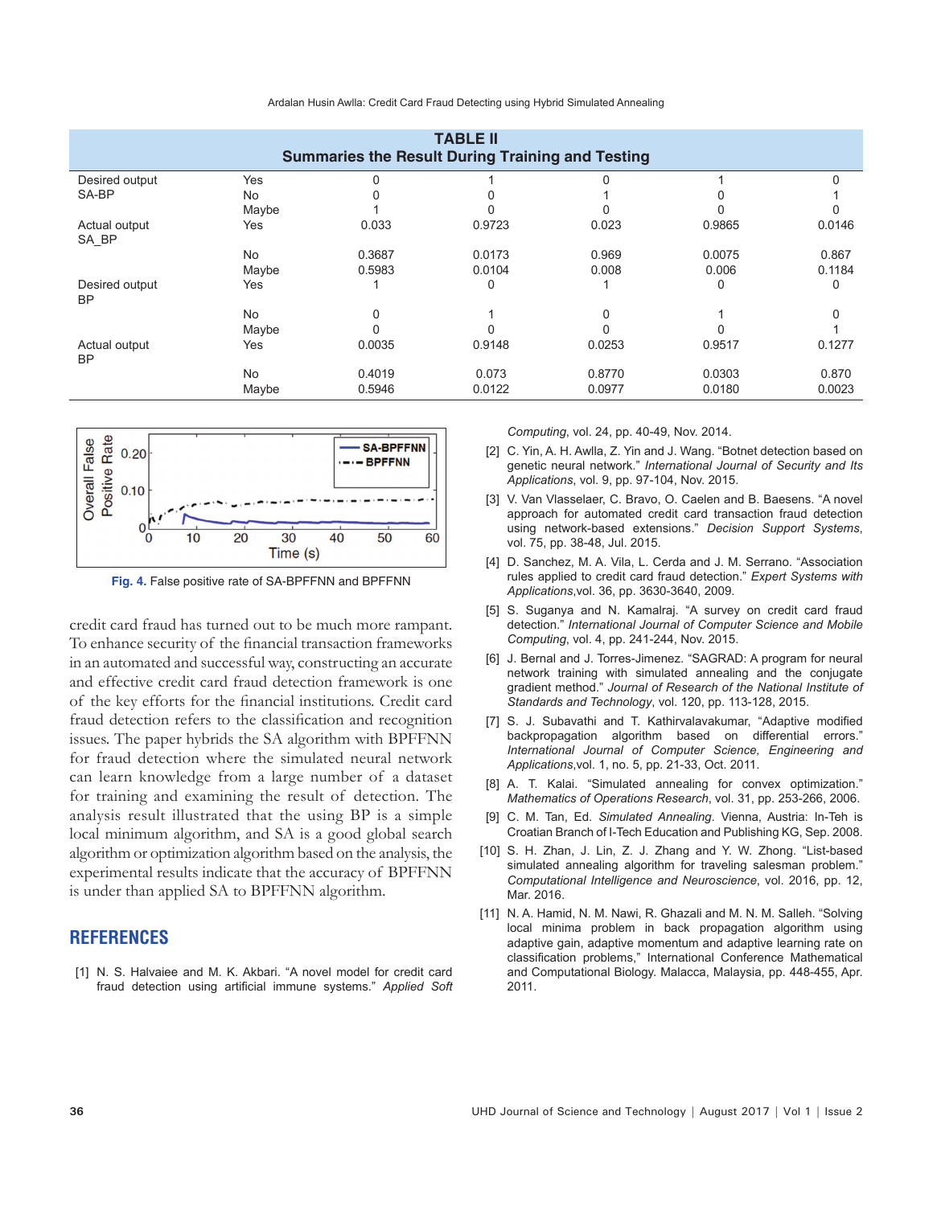**TABLE II**
**Summaries the Result During Training and Testing**

| | | | | | | |
|---|---|---|---|---|---|---|
| Desired output SA-BP | Yes | 0 | 1 | 0 | 1 | 0 |
| | No | 0 | 0 | 1 | 0 | 1 |
| | Maybe | 1 | 0 | 0 | 0 | 0 |
| Actual output SA_BP | Yes | 0.033 | 0.9723 | 0.023 | 0.9865 | 0.0146 |
| | No | 0.3687 | 0.0173 | 0.969 | 0.0075 | 0.867 |
| | Maybe | 0.5983 | 0.0104 | 0.008 | 0.006 | 0.1184 |
| Desired output BP | Yes | 1 | 0 | 1 | 0 | 0 |
| | No | 0 | 1 | 0 | 1 | 0 |
| | Maybe | 0 | 0 | 0 | 0 | 1 |
| Actual output BP | Yes | 0.0035 | 0.9148 | 0.0253 | 0.9517 | 0.1277 |
| | No | 0.4019 | 0.073 | 0.8770 | 0.0303 | 0.870 |
| | Maybe | 0.5946 | 0.0122 | 0.0977 | 0.0180 | 0.0023 |

Overall False Positive Rate
0.20
0.10
0
0 10 20 30 40 50 60
Time (s)
SA-BPFFNN
BPFFNN

**Fig. 4.** False positive rate of SA-BPFFNN and BPFFNN

credit card fraud has turned out to be much more rampant. To enhance security of the financial transaction frameworks in an automated and successful way, constructing an accurate and effective credit card fraud detection framework is one of the key efforts for the financial institutions. Credit card fraud detection refers to the classification and recognition issues. The paper hybrids the SA algorithm with BPFFNN for fraud detection where the simulated neural network can learn knowledge from a large number of a dataset for training and examining the result of detection. The analysis result illustrated that the using BP is a simple local minimum algorithm, and SA is a good global search algorithm or optimization algorithm based on the analysis, the experimental results indicate that the accuracy of BPFFNN is under than applied SA to BPFFNN algorithm.

## REFERENCES

[1] N. S. Halvaiee and M. K. Akbari. "A novel model for credit card fraud detection using artificial immune systems." *Applied Soft Computing*, vol. 24, pp. 40-49, Nov. 2014.

[2] C. Yin, A. H. Awlla, Z. Yin and J. Wang. "Botnet detection based on genetic neural network." *International Journal of Security and Its Applications*, vol. 9, pp. 97-104, Nov. 2015.

[3] V. Van Vlasselaer, C. Bravo, O. Caelen and B. Baesens. "A novel approach for automated credit card transaction fraud detection using network-based extensions." *Decision Support Systems*, vol. 75, pp. 38-48, Jul. 2015.

[4] D. Sanchez, M. A. Vila, L. Cerda and J. M. Serrano. "Association rules applied to credit card fraud detection." *Expert Systems with Applications*,vol. 36, pp. 3630-3640, 2009.

[5] S. Suganya and N. Kamalraj. "A survey on credit card fraud detection." *International Journal of Computer Science and Mobile Computing*, vol. 4, pp. 241-244, Nov. 2015.

[6] J. Bernal and J. Torres-Jimenez. "SAGRAD: A program for neural network training with simulated annealing and the conjugate gradient method." *Journal of Research of the National Institute of Standards and Technology*, vol. 120, pp. 113-128, 2015.

[7] S. J. Subavathi and T. Kathirvalavakumar, "Adaptive modified backpropagation algorithm based on differential errors." *International Journal of Computer Science, Engineering and Applications*,vol. 1, no. 5, pp. 21-33, Oct. 2011.

[8] A. T. Kalai. "Simulated annealing for convex optimization." *Mathematics of Operations Research*, vol. 31, pp. 253-266, 2006.

[9] C. M. Tan, Ed. *Simulated Annealing*. Vienna, Austria: In-Teh is Croatian Branch of I-Tech Education and Publishing KG, Sep. 2008.

[10] S. H. Zhan, J. Lin, Z. J. Zhang and Y. W. Zhong. "List-based simulated annealing algorithm for traveling salesman problem." *Computational Intelligence and Neuroscience*, vol. 2016, pp. 12, Mar. 2016.

[11] N. A. Hamid, N. M. Nawi, R. Ghazali and M. N. M. Salleh. "Solving local minima problem in back propagation algorithm using adaptive gain, adaptive momentum and adaptive learning rate on classification problems," International Conference Mathematical and Computational Biology. Malacca, Malaysia, pp. 448-455, Apr. 2011.